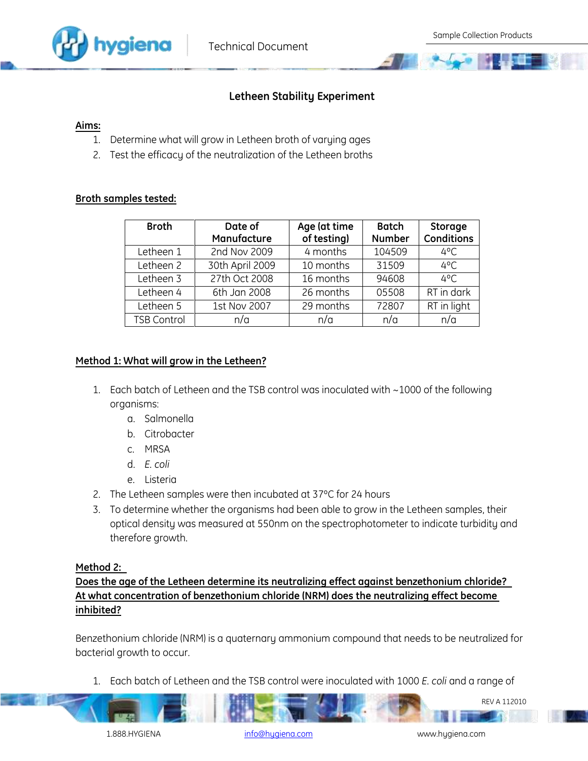# Letheen Stability Experiment

**Aims:**

1. Determine what will grow in Letheen broth of varying ages
2. Test the efficacy of the neutralization of the Letheen broths

**Broth samples tested:**

| Broth | Date of Manufacture | Age (at time of testing) | Batch Number | Storage Conditions |
|---|---|---|---|---|
| Letheen 1 | 2nd Nov 2009 | 4 months | 104509 | 4°C |
| Letheen 2 | 30th April 2009 | 10 months | 31509 | 4°C |
| Letheen 3 | 27th Oct 2008 | 16 months | 94608 | 4°C |
| Letheen 4 | 6th Jan 2008 | 26 months | 05508 | RT in dark |
| Letheen 5 | 1st Nov 2007 | 29 months | 72807 | RT in light |
| TSB Control | n/a | n/a | n/a | n/a |

**Method 1: What will grow in the Letheen?**

1. Each batch of Letheen and the TSB control was inoculated with ~1000 of the following organisms:
   a. Salmonella
   b. Citrobacter
   c. MRSA
   d. *E. coli*
   e. Listeria
2. The Letheen samples were then incubated at 37°C for 24 hours
3. To determine whether the organisms had been able to grow in the Letheen samples, their optical density was measured at 550nm on the spectrophotometer to indicate turbidity and therefore growth.

**Method 2:**
**Does the age of the Letheen determine its neutralizing effect against benzethonium chloride?**
**At what concentration of benzethonium chloride (NRM) does the neutralizing effect become inhibited?**

Benzethonium chloride (NRM) is a quaternary ammonium compound that needs to be neutralized for bacterial growth to occur.

1. Each batch of Letheen and the TSB control were inoculated with 1000 *E. coli* and a range of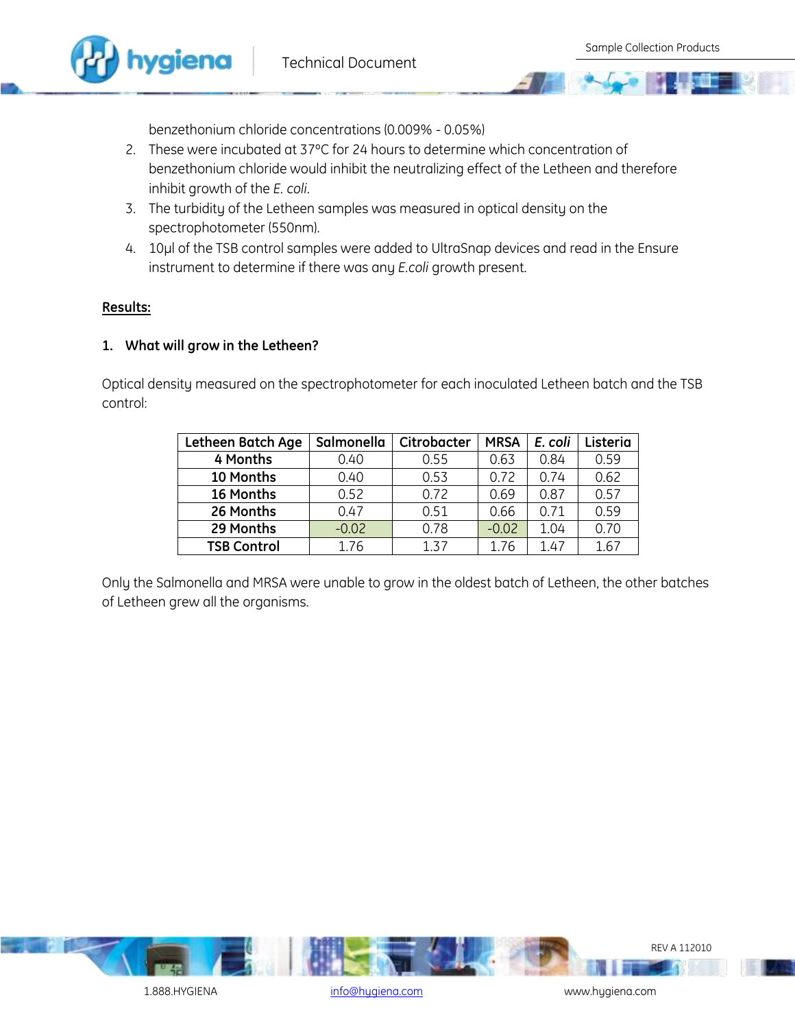benzethonium chloride concentrations (0.009% - 0.05%)

2. These were incubated at 37°C for 24 hours to determine which concentration of benzethonium chloride would inhibit the neutralizing effect of the Letheen and therefore inhibit growth of the *E. coli*.
3. The turbidity of the Letheen samples was measured in optical density on the spectrophotometer (550nm).
4. 10µl of the TSB control samples were added to UltraSnap devices and read in the Ensure instrument to determine if there was any *E.coli* growth present.

**Results:**

**1. What will grow in the Letheen?**

Optical density measured on the spectrophotometer for each inoculated Letheen batch and the TSB control:

| Letheen Batch Age | Salmonella | Citrobacter | MRSA | *E. coli* | Listeria |
|---|---|---|---|---|---|
| **4 Months** | 0.40 | 0.55 | 0.63 | 0.84 | 0.59 |
| **10 Months** | 0.40 | 0.53 | 0.72 | 0.74 | 0.62 |
| **16 Months** | 0.52 | 0.72 | 0.69 | 0.87 | 0.57 |
| **26 Months** | 0.47 | 0.51 | 0.66 | 0.71 | 0.59 |
| **29 Months** | -0.02 | 0.78 | -0.02 | 1.04 | 0.70 |
| **TSB Control** | 1.76 | 1.37 | 1.76 | 1.47 | 1.67 |

Only the Salmonella and MRSA were unable to grow in the oldest batch of Letheen, the other batches of Letheen grew all the organisms.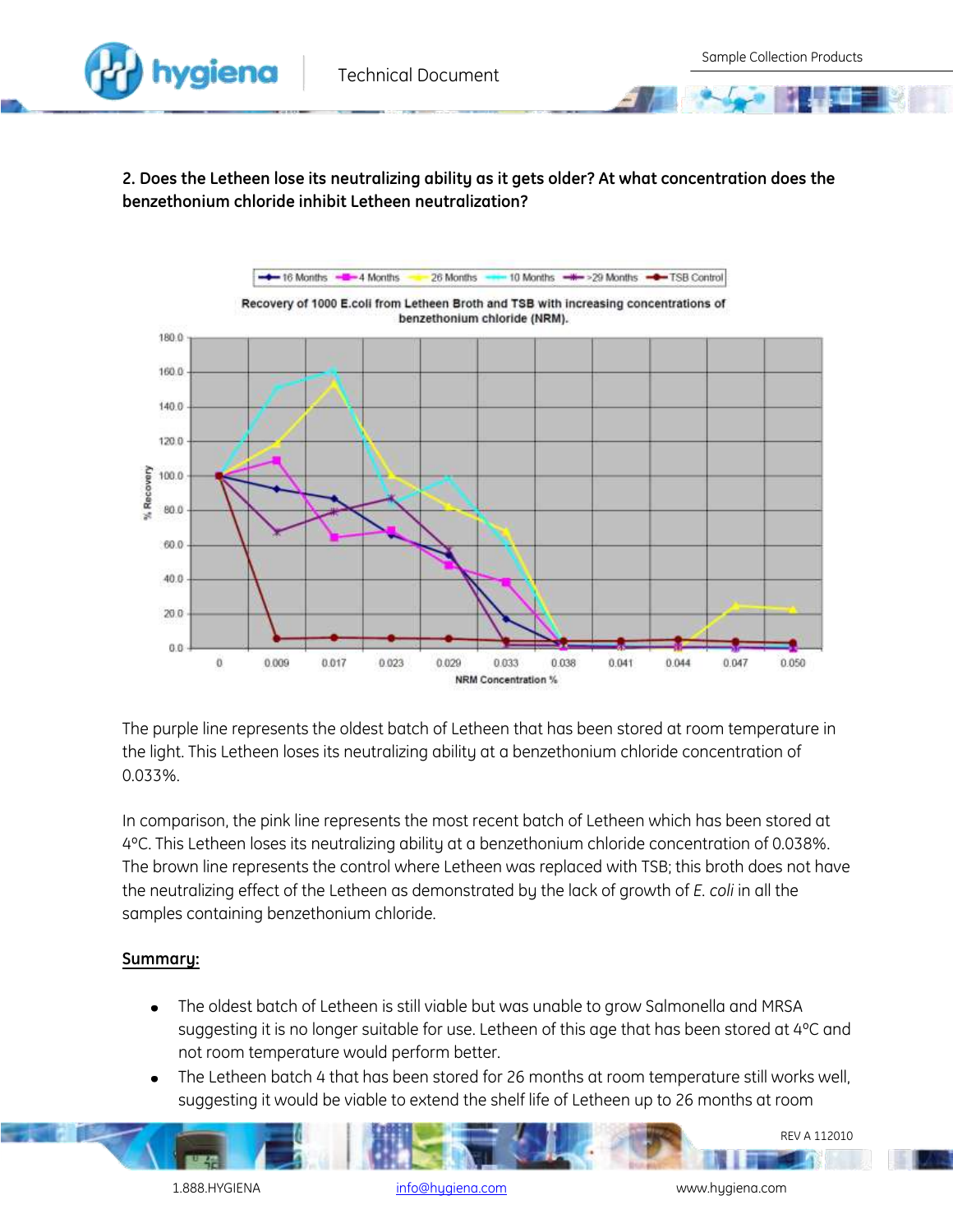**2. Does the Letheen lose its neutralizing ability as it gets older? At what concentration does the benzethonium chloride inhibit Letheen neutralization?**

The purple line represents the oldest batch of Letheen that has been stored at room temperature in the light. This Letheen loses its neutralizing ability at a benzethonium chloride concentration of 0.033%.

In comparison, the pink line represents the most recent batch of Letheen which has been stored at 4°C. This Letheen loses its neutralizing ability at a benzethonium chloride concentration of 0.038%. The brown line represents the control where Letheen was replaced with TSB; this broth does not have the neutralizing effect of the Letheen as demonstrated by the lack of growth of *E. coli* in all the samples containing benzethonium chloride.

**Summary:**

- The oldest batch of Letheen is still viable but was unable to grow Salmonella and MRSA suggesting it is no longer suitable for use. Letheen of this age that has been stored at 4°C and not room temperature would perform better.
- The Letheen batch 4 that has been stored for 26 months at room temperature still works well, suggesting it would be viable to extend the shelf life of Letheen up to 26 months at room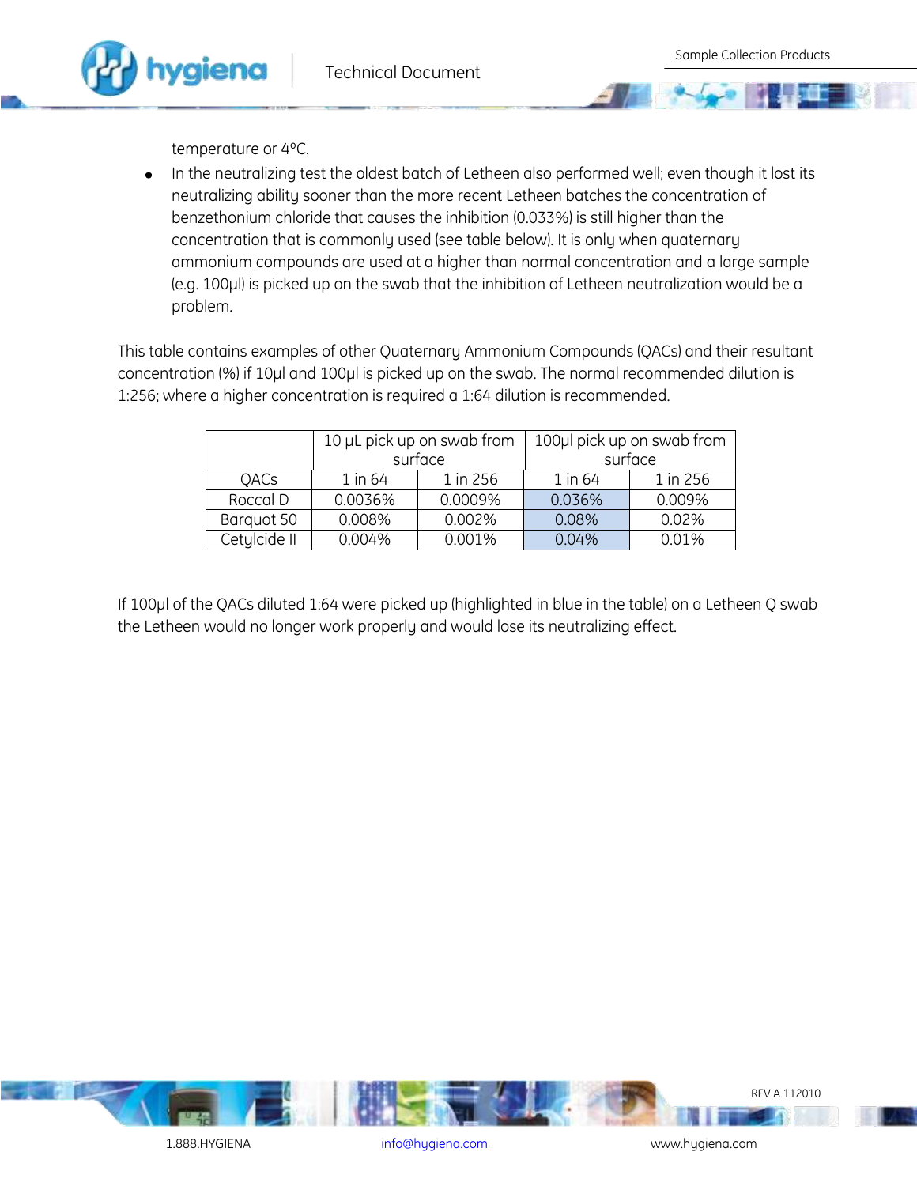temperature or 4°C.

- In the neutralizing test the oldest batch of Letheen also performed well; even though it lost its neutralizing ability sooner than the more recent Letheen batches the concentration of benzethonium chloride that causes the inhibition (0.033%) is still higher than the concentration that is commonly used (see table below). It is only when quaternary ammonium compounds are used at a higher than normal concentration and a large sample (e.g. 100µl) is picked up on the swab that the inhibition of Letheen neutralization would be a problem.

This table contains examples of other Quaternary Ammonium Compounds (QACs) and their resultant concentration (%) if 10µl and 100µl is picked up on the swab. The normal recommended dilution is 1:256; where a higher concentration is required a 1:64 dilution is recommended.

| | 10 µL pick up on swab from surface | | 100µl pick up on swab from surface | |
|---|---|---|---|---|
| QACs | 1 in 64 | 1 in 256 | 1 in 64 | 1 in 256 |
| Roccal D | 0.0036% | 0.0009% | 0.036% | 0.009% |
| Barquot 50 | 0.008% | 0.002% | 0.08% | 0.02% |
| Cetylcide II | 0.004% | 0.001% | 0.04% | 0.01% |

If 100µl of the QACs diluted 1:64 were picked up (highlighted in blue in the table) on a Letheen Q swab the Letheen would no longer work properly and would lose its neutralizing effect.